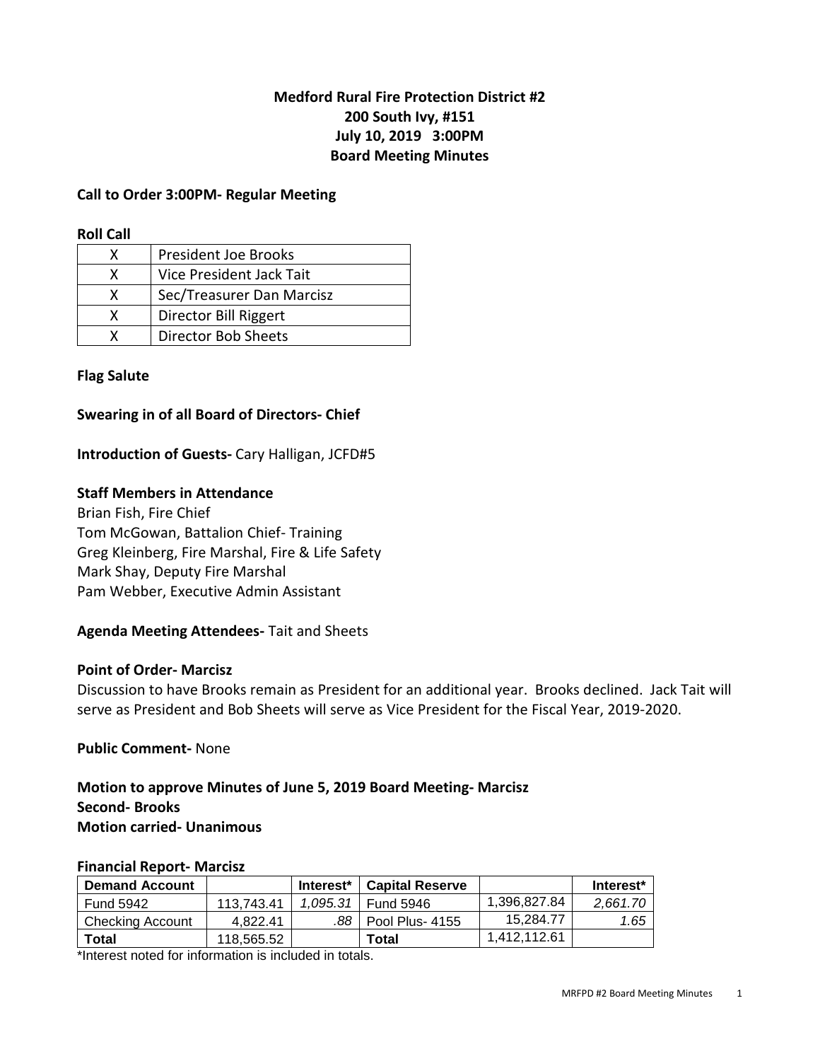# Medford Rural Fire Protection District #2
## 200 South Ivy, #151
## July 10, 2019 3:00PM
## Board Meeting Minutes

**Call to Order 3:00PM- Regular Meeting**

**Roll Call**

| | |
|---|---|
| X | President Joe Brooks |
| X | Vice President Jack Tait |
| X | Sec/Treasurer Dan Marcisz |
| X | Director Bill Riggert |
| X | Director Bob Sheets |

**Flag Salute**

**Swearing in of all Board of Directors- Chief**

**Introduction of Guests-** Cary Halligan, JCFD#5

**Staff Members in Attendance**
Brian Fish, Fire Chief
Tom McGowan, Battalion Chief- Training
Greg Kleinberg, Fire Marshal, Fire & Life Safety
Mark Shay, Deputy Fire Marshal
Pam Webber, Executive Admin Assistant

**Agenda Meeting Attendees-** Tait and Sheets

**Point of Order- Marcisz**
Discussion to have Brooks remain as President for an additional year. Brooks declined. Jack Tait will serve as President and Bob Sheets will serve as Vice President for the Fiscal Year, 2019-2020.

**Public Comment-** None

**Motion to approve Minutes of June 5, 2019 Board Meeting- Marcisz**
**Second- Brooks**
**Motion carried- Unanimous**

**Financial Report- Marcisz**

| Demand Account | | Interest* | Capital Reserve | | Interest* |
|---|---|---|---|---|---|
| Fund 5942 | 113,743.41 | *1,095.31* | Fund 5946 | 1,396,827.84 | *2,661.70* |
| Checking Account | 4,822.41 | *.88* | Pool Plus- 4155 | 15,284.77 | *1.65* |
| **Total** | 118,565.52 | | **Total** | 1,412,112.61 | |

*Interest noted for information is included in totals.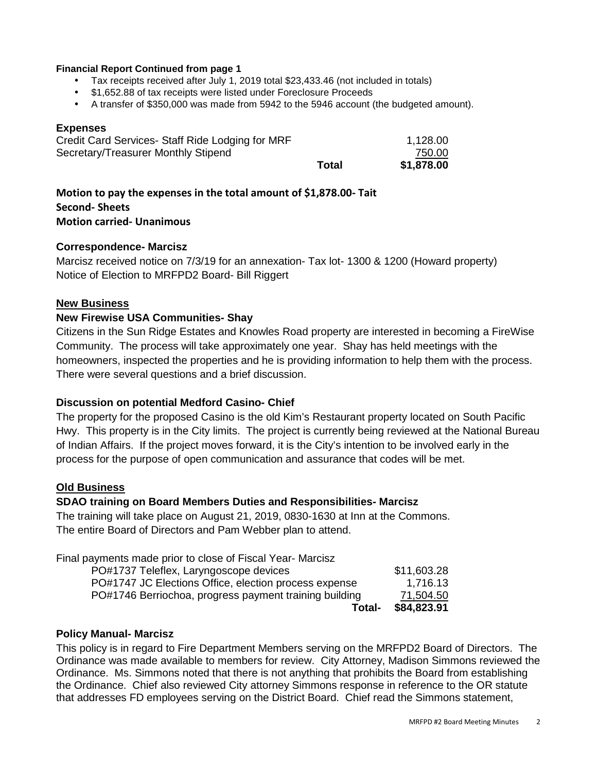**Financial Report Continued from page 1**

- Tax receipts received after July 1, 2019 total $23,433.46 (not included in totals)
- $1,652.88 of tax receipts were listed under Foreclosure Proceeds
- A transfer of $350,000 was made from 5942 to the 5946 account (the budgeted amount).

### Expenses

| | | |
|---|---|---|
| Credit Card Services- Staff Ride Lodging for MRF | | 1,128.00 |
| Secretary/Treasurer Monthly Stipend | | 750.00 |
| | **Total** | **$1,878.00** |

**Motion to pay the expenses in the total amount of $1,878.00- Tait**
**Second- Sheets**
**Motion carried- Unanimous**

### Correspondence- Marcisz

Marcisz received notice on 7/3/19 for an annexation- Tax lot- 1300 & 1200 (Howard property)
Notice of Election to MRFPD2 Board- Bill Riggert

## New Business

### New Firewise USA Communities- Shay

Citizens in the Sun Ridge Estates and Knowles Road property are interested in becoming a FireWise Community. The process will take approximately one year. Shay has held meetings with the homeowners, inspected the properties and he is providing information to help them with the process. There were several questions and a brief discussion.

### Discussion on potential Medford Casino- Chief

The property for the proposed Casino is the old Kim's Restaurant property located on South Pacific Hwy. This property is in the City limits. The project is currently being reviewed at the National Bureau of Indian Affairs. If the project moves forward, it is the City's intention to be involved early in the process for the purpose of open communication and assurance that codes will be met.

## Old Business

### SDAO training on Board Members Duties and Responsibilities- Marcisz

The training will take place on August 21, 2019, 0830-1630 at Inn at the Commons.
The entire Board of Directors and Pam Webber plan to attend.

Final payments made prior to close of Fiscal Year- Marcisz

| | |
|---|---|
| PO#1737 Teleflex, Laryngoscope devices | $11,603.28 |
| PO#1747 JC Elections Office, election process expense | 1,716.13 |
| PO#1746 Berriochoa, progress payment training building | 71,504.50 |
| **Total-** | **$84,823.91** |

### Policy Manual- Marcisz

This policy is in regard to Fire Department Members serving on the MRFPD2 Board of Directors. The Ordinance was made available to members for review. City Attorney, Madison Simmons reviewed the Ordinance. Ms. Simmons noted that there is not anything that prohibits the Board from establishing the Ordinance. Chief also reviewed City attorney Simmons response in reference to the OR statute that addresses FD employees serving on the District Board. Chief read the Simmons statement,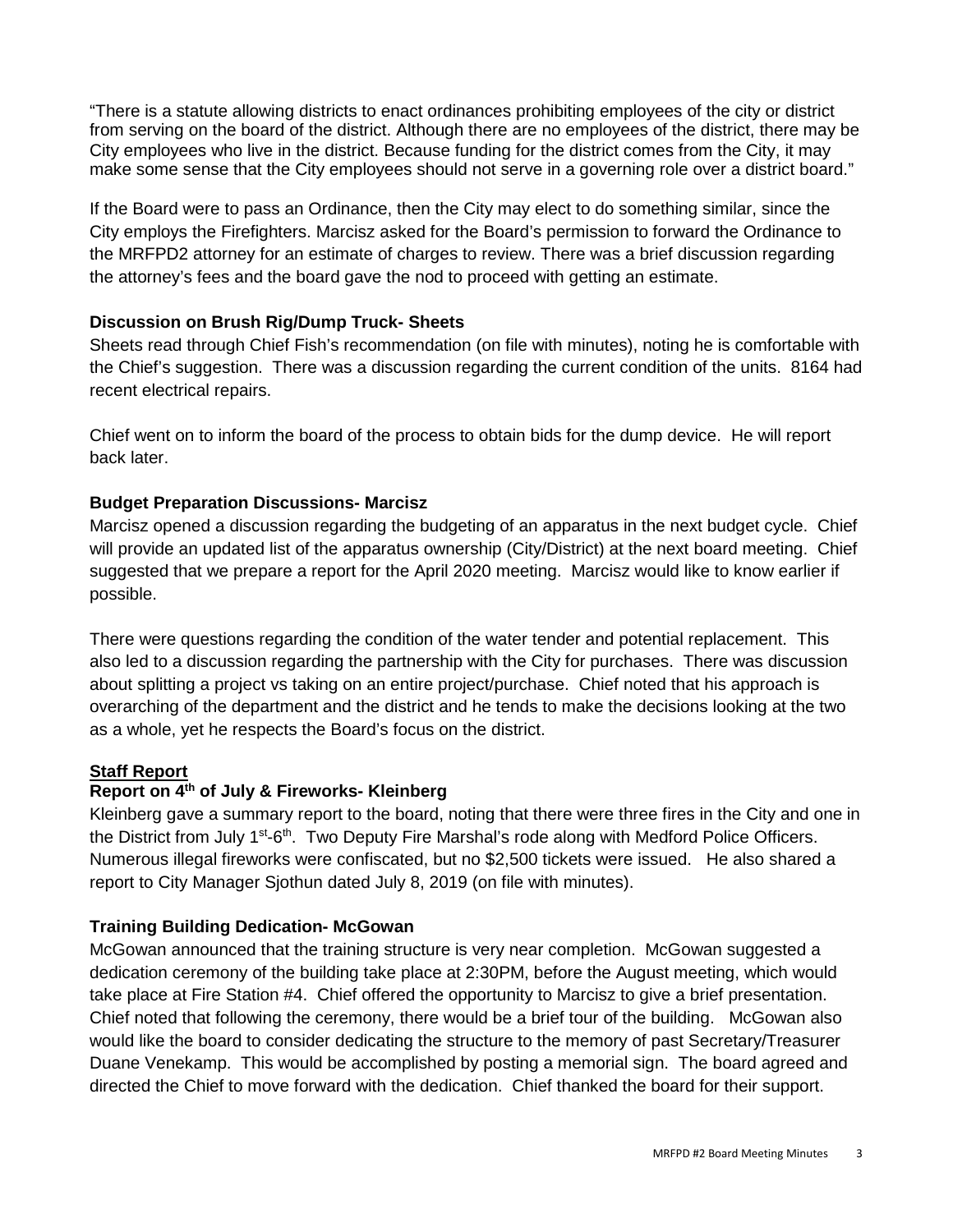"There is a statute allowing districts to enact ordinances prohibiting employees of the city or district from serving on the board of the district. Although there are no employees of the district, there may be City employees who live in the district. Because funding for the district comes from the City, it may make some sense that the City employees should not serve in a governing role over a district board."

If the Board were to pass an Ordinance, then the City may elect to do something similar, since the City employs the Firefighters. Marcisz asked for the Board's permission to forward the Ordinance to the MRFPD2 attorney for an estimate of charges to review. There was a brief discussion regarding the attorney's fees and the board gave the nod to proceed with getting an estimate.

**Discussion on Brush Rig/Dump Truck- Sheets**

Sheets read through Chief Fish's recommendation (on file with minutes), noting he is comfortable with the Chief's suggestion. There was a discussion regarding the current condition of the units. 8164 had recent electrical repairs.

Chief went on to inform the board of the process to obtain bids for the dump device. He will report back later.

**Budget Preparation Discussions- Marcisz**

Marcisz opened a discussion regarding the budgeting of an apparatus in the next budget cycle. Chief will provide an updated list of the apparatus ownership (City/District) at the next board meeting. Chief suggested that we prepare a report for the April 2020 meeting. Marcisz would like to know earlier if possible.

There were questions regarding the condition of the water tender and potential replacement. This also led to a discussion regarding the partnership with the City for purchases. There was discussion about splitting a project vs taking on an entire project/purchase. Chief noted that his approach is overarching of the department and the district and he tends to make the decisions looking at the two as a whole, yet he respects the Board's focus on the district.

**<u>Staff Report</u>**

**Report on 4th of July & Fireworks- Kleinberg**

Kleinberg gave a summary report to the board, noting that there were three fires in the City and one in the District from July 1st-6th. Two Deputy Fire Marshal's rode along with Medford Police Officers. Numerous illegal fireworks were confiscated, but no $2,500 tickets were issued. He also shared a report to City Manager Sjothun dated July 8, 2019 (on file with minutes).

**Training Building Dedication- McGowan**

McGowan announced that the training structure is very near completion. McGowan suggested a dedication ceremony of the building take place at 2:30PM, before the August meeting, which would take place at Fire Station #4. Chief offered the opportunity to Marcisz to give a brief presentation. Chief noted that following the ceremony, there would be a brief tour of the building. McGowan also would like the board to consider dedicating the structure to the memory of past Secretary/Treasurer Duane Venekamp. This would be accomplished by posting a memorial sign. The board agreed and directed the Chief to move forward with the dedication. Chief thanked the board for their support.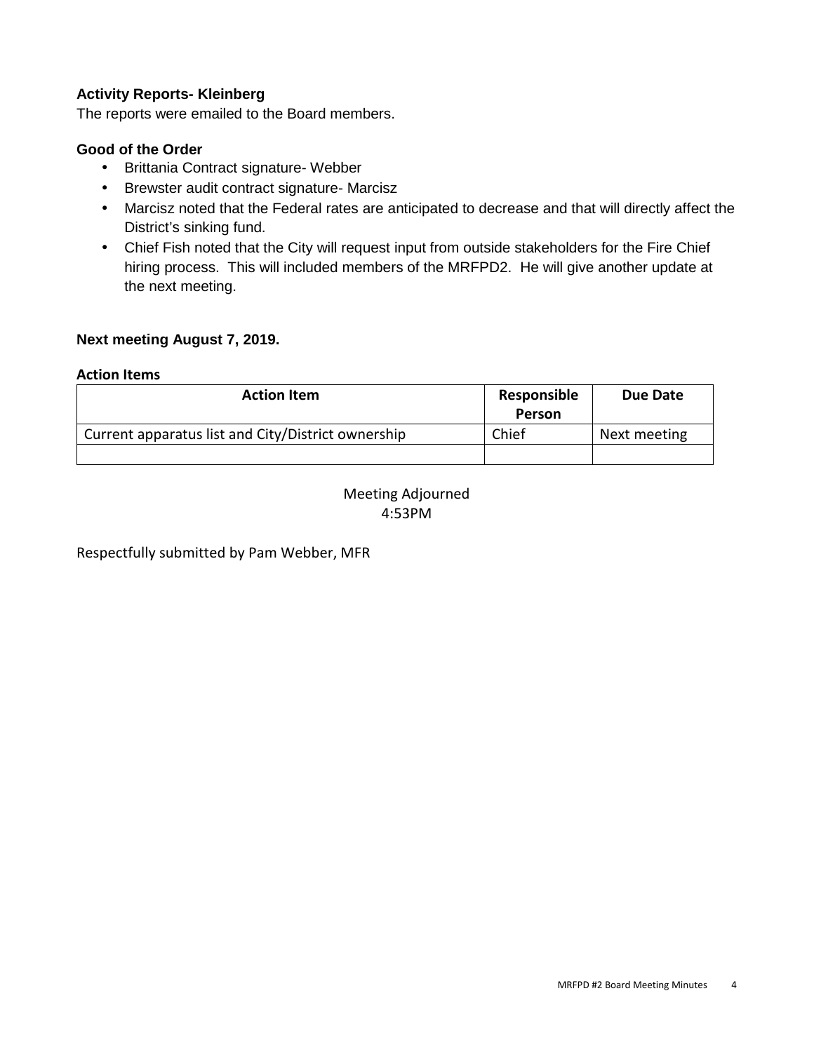**Activity Reports- Kleinberg**
The reports were emailed to the Board members.

**Good of the Order**

- Brittania Contract signature- Webber
- Brewster audit contract signature- Marcisz
- Marcisz noted that the Federal rates are anticipated to decrease and that will directly affect the District's sinking fund.
- Chief Fish noted that the City will request input from outside stakeholders for the Fire Chief hiring process. This will included members of the MRFPD2. He will give another update at the next meeting.

**Next meeting August 7, 2019.**

**Action Items**

| Action Item | Responsible Person | Due Date |
|---|---|---|
| Current apparatus list and City/District ownership | Chief | Next meeting |
| | | |

Meeting Adjourned
4:53PM

Respectfully submitted by Pam Webber, MFR